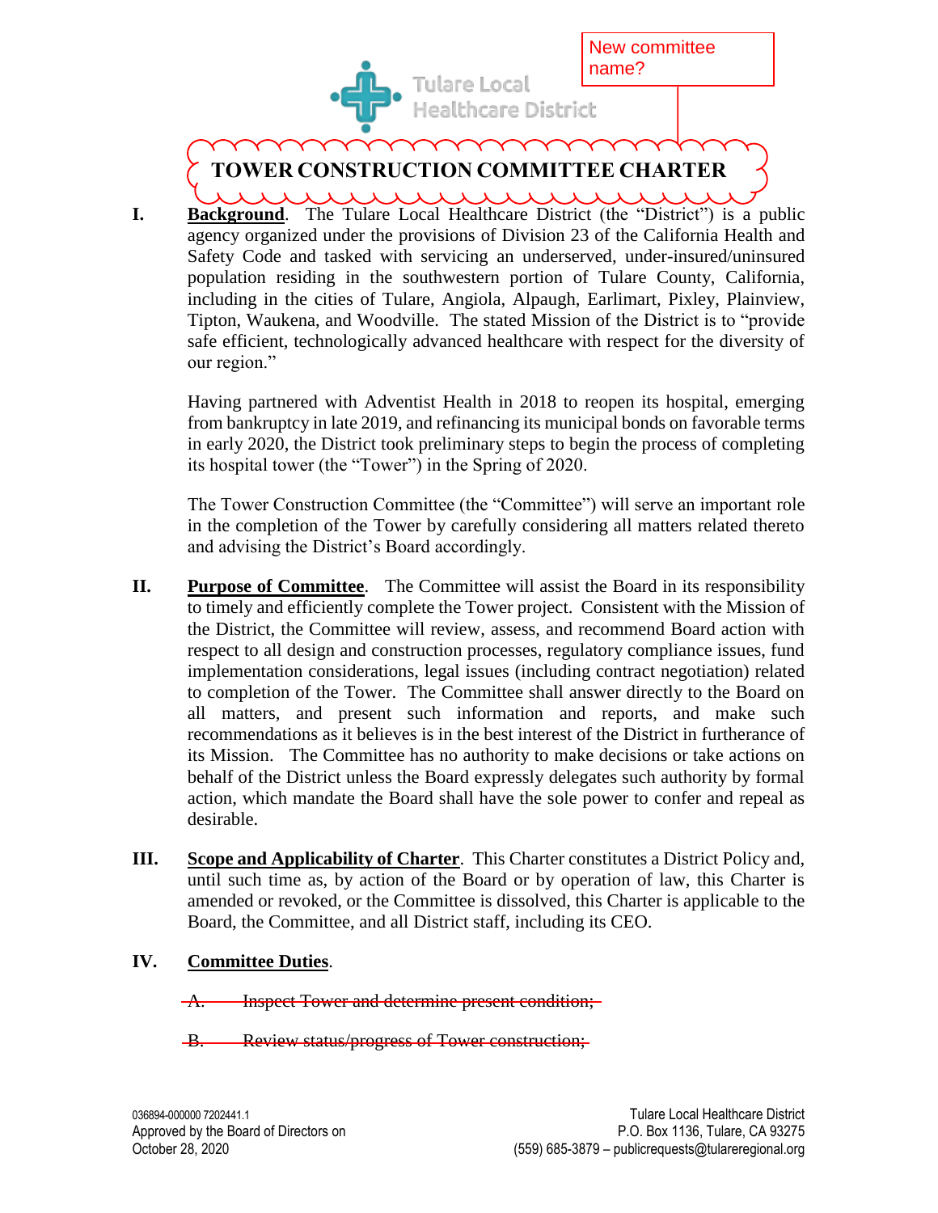Tulare Local Healthcare District

New committee name?

# TOWER CONSTRUCTION COMMITTEE CHARTER

**I. Background**. The Tulare Local Healthcare District (the "District") is a public agency organized under the provisions of Division 23 of the California Health and Safety Code and tasked with servicing an underserved, under-insured/uninsured population residing in the southwestern portion of Tulare County, California, including in the cities of Tulare, Angiola, Alpaugh, Earlimart, Pixley, Plainview, Tipton, Waukena, and Woodville. The stated Mission of the District is to "provide safe efficient, technologically advanced healthcare with respect for the diversity of our region."

Having partnered with Adventist Health in 2018 to reopen its hospital, emerging from bankruptcy in late 2019, and refinancing its municipal bonds on favorable terms in early 2020, the District took preliminary steps to begin the process of completing its hospital tower (the "Tower") in the Spring of 2020.

The Tower Construction Committee (the "Committee") will serve an important role in the completion of the Tower by carefully considering all matters related thereto and advising the District's Board accordingly.

**II. Purpose of Committee**. The Committee will assist the Board in its responsibility to timely and efficiently complete the Tower project. Consistent with the Mission of the District, the Committee will review, assess, and recommend Board action with respect to all design and construction processes, regulatory compliance issues, fund implementation considerations, legal issues (including contract negotiation) related to completion of the Tower. The Committee shall answer directly to the Board on all matters, and present such information and reports, and make such recommendations as it believes is in the best interest of the District in furtherance of its Mission. The Committee has no authority to make decisions or take actions on behalf of the District unless the Board expressly delegates such authority by formal action, which mandate the Board shall have the sole power to confer and repeal as desirable.

**III. Scope and Applicability of Charter**. This Charter constitutes a District Policy and, until such time as, by action of the Board or by operation of law, this Charter is amended or revoked, or the Committee is dissolved, this Charter is applicable to the Board, the Committee, and all District staff, including its CEO.

**IV. Committee Duties**.

~~A. Inspect Tower and determine present condition;~~

~~B. Review status/progress of Tower construction;~~

036894-000000 7202441.1
Approved by the Board of Directors on October 28, 2020

Tulare Local Healthcare District
P.O. Box 1136, Tulare, CA 93275
(559) 685-3879 – publicrequests@tulareregional.org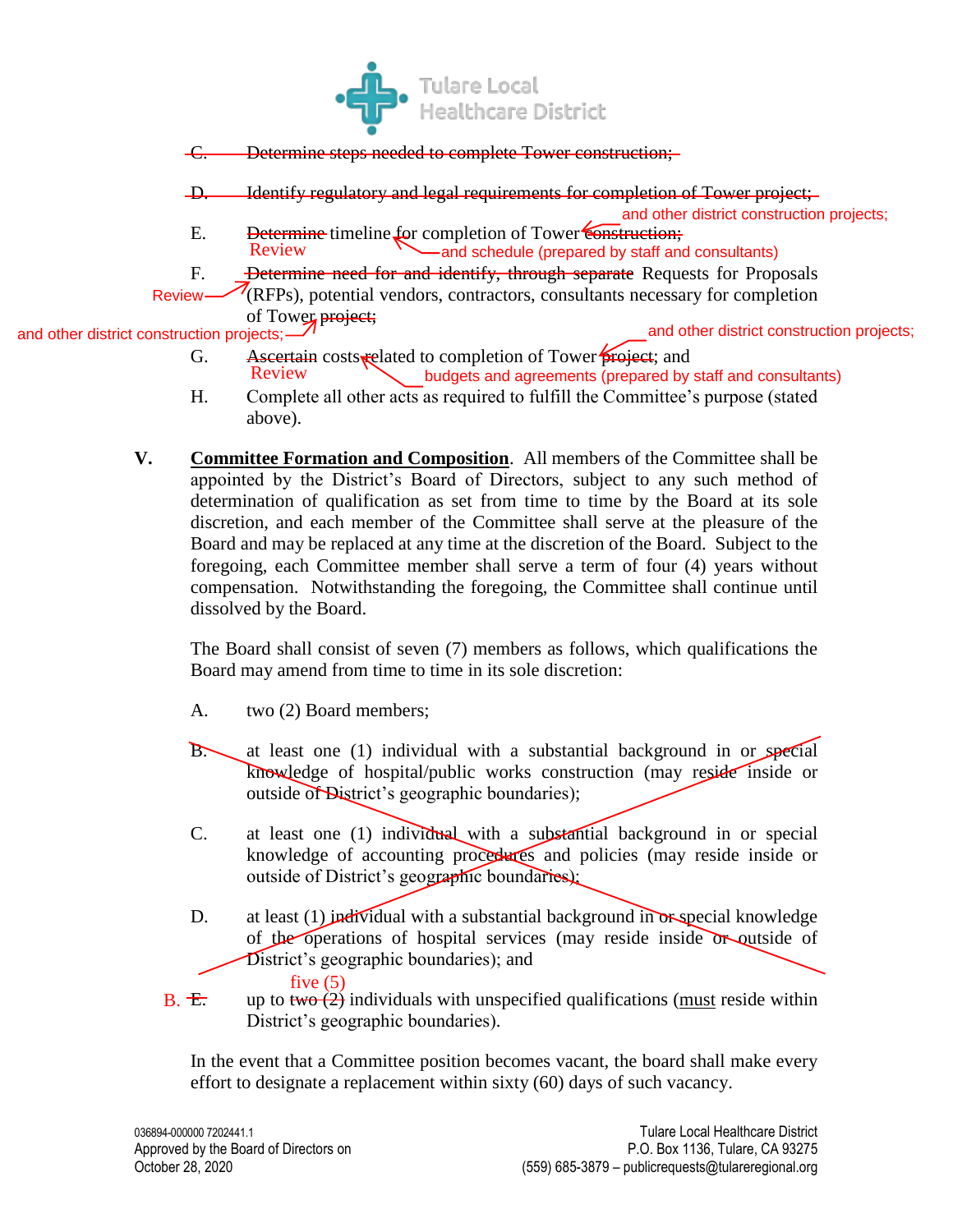~~C. Determine steps needed to complete Tower construction;~~

~~D. Identify regulatory and legal requirements for completion of Tower project;~~

E. ~~Determine~~ Review timeline and schedule (prepared by staff and consultants) for completion of Tower ~~construction;~~ and other district construction projects;

F. ~~Determine need for and identify, through separate~~ Review Requests for Proposals (RFPs), potential vendors, contractors, consultants necessary for completion of Tower ~~project;~~ and other district construction projects;

G. ~~Ascertain~~ Review costs budgets and agreements (prepared by staff and consultants) related to completion of Tower ~~project~~ and other district construction projects; and

H. Complete all other acts as required to fulfill the Committee's purpose (stated above).

**V.** **Committee Formation and Composition**. All members of the Committee shall be appointed by the District's Board of Directors, subject to any such method of determination of qualification as set from time to time by the Board at its sole discretion, and each member of the Committee shall serve at the pleasure of the Board and may be replaced at any time at the discretion of the Board. Subject to the foregoing, each Committee member shall serve a term of four (4) years without compensation. Notwithstanding the foregoing, the Committee shall continue until dissolved by the Board.

The Board shall consist of seven (7) members as follows, which qualifications the Board may amend from time to time in its sole discretion:

A. two (2) Board members;

~~B. at least one (1) individual with a substantial background in or special knowledge of hospital/public works construction (may reside inside or outside of District's geographic boundaries);~~

~~C. at least one (1) individual with a substantial background in or special knowledge of accounting procedures and policies (may reside inside or outside of District's geographic boundaries);~~

~~D. at least (1) individual with a substantial background in or special knowledge of the operations of hospital services (may reside inside or outside of District's geographic boundaries); and~~

B. ~~E.~~ up to ~~two (2)~~ five (5) individuals with unspecified qualifications (must reside within District's geographic boundaries).

In the event that a Committee position becomes vacant, the board shall make every effort to designate a replacement within sixty (60) days of such vacancy.

036894-000000 7202441.1
Approved by the Board of Directors on October 28, 2020

Tulare Local Healthcare District
P.O. Box 1136, Tulare, CA 93275
(559) 685-3879 – publicrequests@tulareregional.org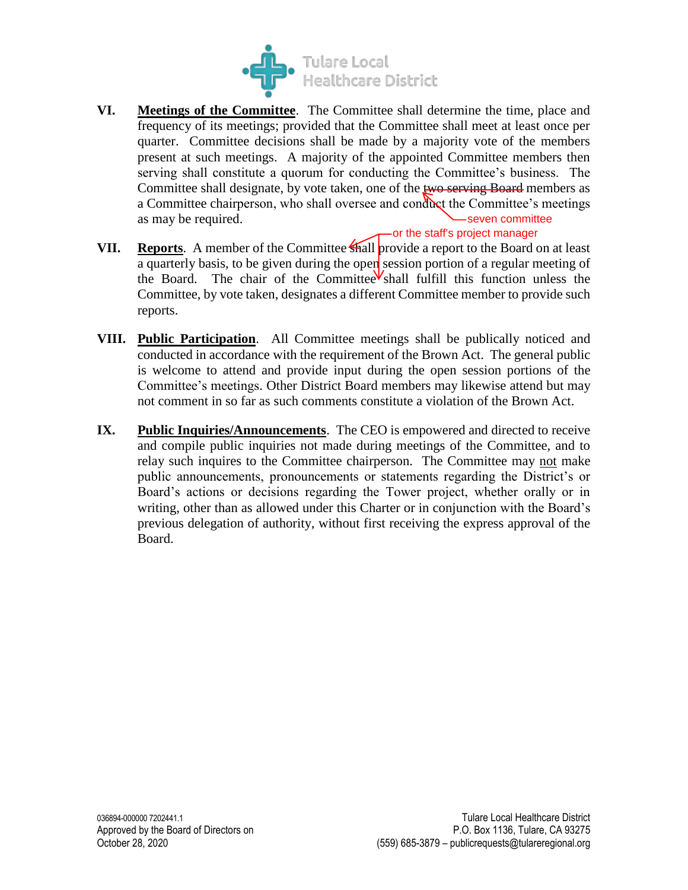**VI.** **<u>Meetings of the Committee</u>**. The Committee shall determine the time, place and frequency of its meetings; provided that the Committee shall meet at least once per quarter. Committee decisions shall be made by a majority vote of the members present at such meetings. A majority of the appointed Committee members then serving shall constitute a quorum for conducting the Committee's business. The Committee shall designate, by vote taken, one of the ~~two serving Board~~ seven committee members as a Committee chairperson, who shall oversee and conduct the Committee's meetings as may be required.

**VII.** **<u>Reports</u>**. A member of the Committee or the staff's project manager shall provide a report to the Board on at least a quarterly basis, to be given during the open session portion of a regular meeting of the Board. The chair of the Committee or the staff's project manager shall fulfill this function unless the Committee, by vote taken, designates a different Committee member to provide such reports.

**VIII.** **<u>Public Participation</u>**. All Committee meetings shall be publically noticed and conducted in accordance with the requirement of the Brown Act. The general public is welcome to attend and provide input during the open session portions of the Committee's meetings. Other District Board members may likewise attend but may not comment in so far as such comments constitute a violation of the Brown Act.

**IX.** **<u>Public Inquiries/Announcements</u>**. The CEO is empowered and directed to receive and compile public inquiries not made during meetings of the Committee, and to relay such inquires to the Committee chairperson. The Committee may <u>not</u> make public announcements, pronouncements or statements regarding the District's or Board's actions or decisions regarding the Tower project, whether orally or in writing, other than as allowed under this Charter or in conjunction with the Board's previous delegation of authority, without first receiving the express approval of the Board.

036894-000000 7202441.1
Approved by the Board of Directors on October 28, 2020

Tulare Local Healthcare District
P.O. Box 1136, Tulare, CA 93275
(559) 685-3879 – publicrequests@tulareregional.org